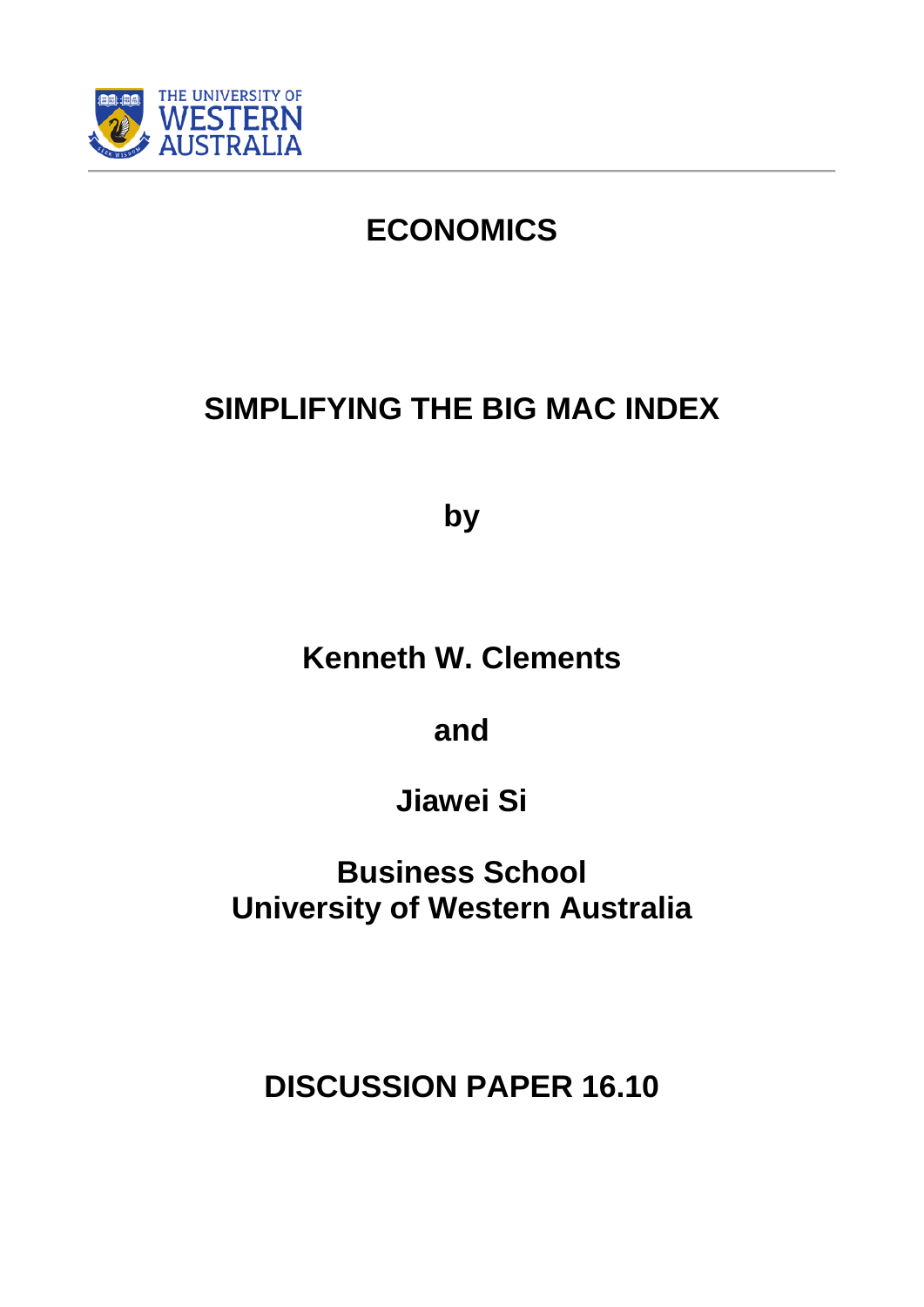THE UNIVERSITY OF WESTERN AUSTRALIA

# ECONOMICS

## SIMPLIFYING THE BIG MAC INDEX

**by**

**Kenneth W. Clements**

**and**

**Jiawei Si**

**Business School**
**University of Western Australia**

**DISCUSSION PAPER 16.10**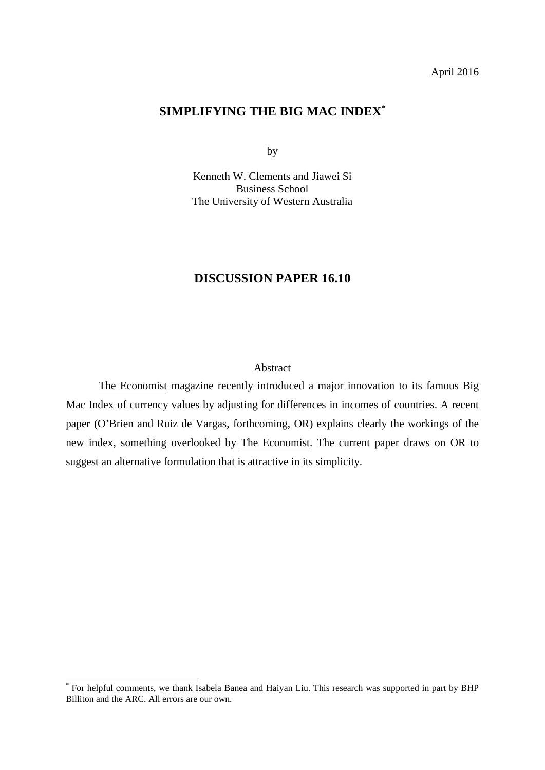April 2016

# SIMPLIFYING THE BIG MAC INDEX[*]

by

Kenneth W. Clements and Jiawei Si
Business School
The University of Western Australia

## DISCUSSION PAPER 16.10

### Abstract

The Economist magazine recently introduced a major innovation to its famous Big Mac Index of currency values by adjusting for differences in incomes of countries. A recent paper (O'Brien and Ruiz de Vargas, forthcoming, OR) explains clearly the workings of the new index, something overlooked by The Economist. The current paper draws on OR to suggest an alternative formulation that is attractive in its simplicity.

[*] For helpful comments, we thank Isabela Banea and Haiyan Liu. This research was supported in part by BHP Billiton and the ARC. All errors are our own.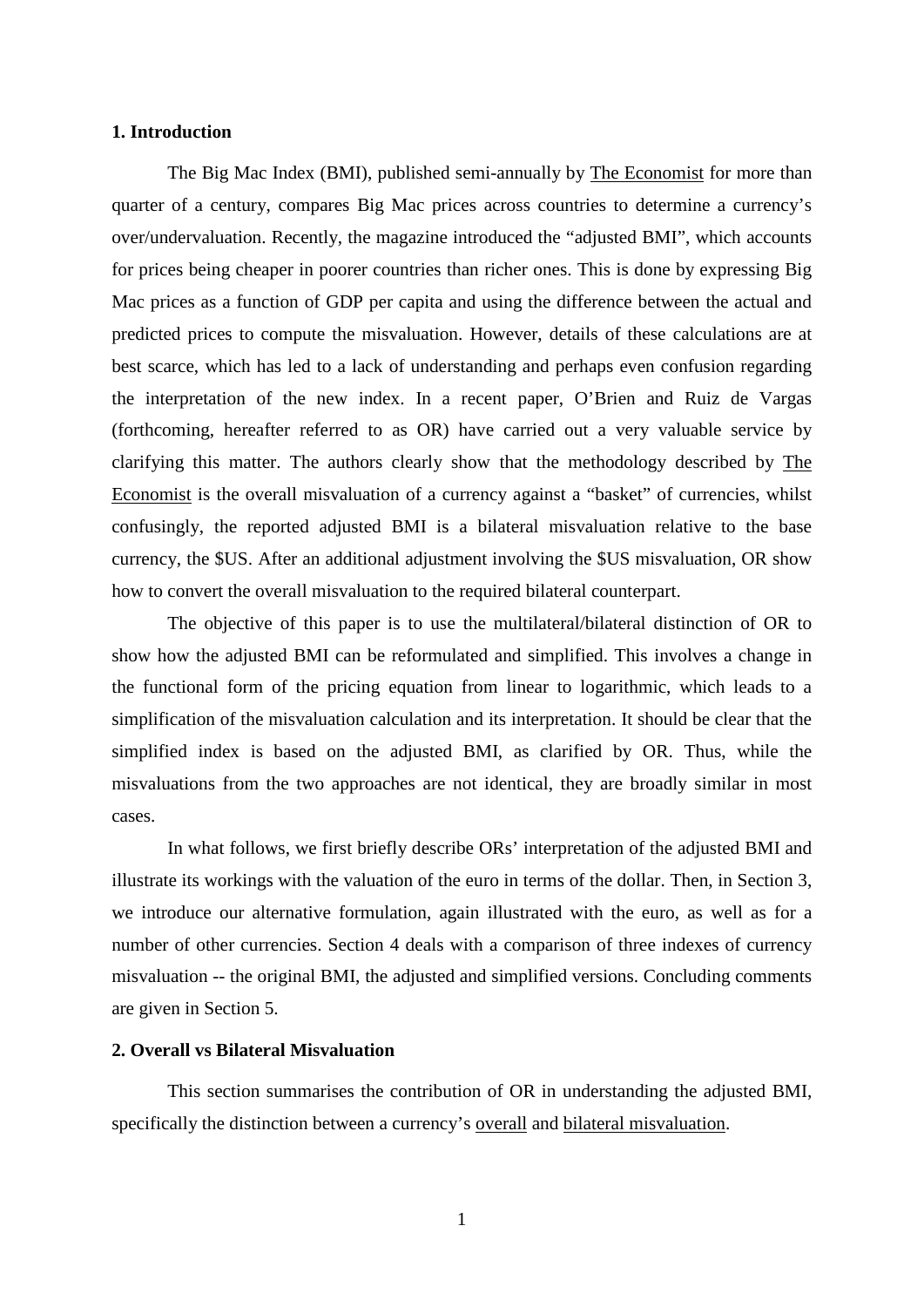## 1. Introduction

The Big Mac Index (BMI), published semi-annually by The Economist for more than quarter of a century, compares Big Mac prices across countries to determine a currency's over/undervaluation. Recently, the magazine introduced the "adjusted BMI", which accounts for prices being cheaper in poorer countries than richer ones. This is done by expressing Big Mac prices as a function of GDP per capita and using the difference between the actual and predicted prices to compute the misvaluation. However, details of these calculations are at best scarce, which has led to a lack of understanding and perhaps even confusion regarding the interpretation of the new index. In a recent paper, O'Brien and Ruiz de Vargas (forthcoming, hereafter referred to as OR) have carried out a very valuable service by clarifying this matter. The authors clearly show that the methodology described by The Economist is the overall misvaluation of a currency against a "basket" of currencies, whilst confusingly, the reported adjusted BMI is a bilateral misvaluation relative to the base currency, the \$US. After an additional adjustment involving the \$US misvaluation, OR show how to convert the overall misvaluation to the required bilateral counterpart.

The objective of this paper is to use the multilateral/bilateral distinction of OR to show how the adjusted BMI can be reformulated and simplified. This involves a change in the functional form of the pricing equation from linear to logarithmic, which leads to a simplification of the misvaluation calculation and its interpretation. It should be clear that the simplified index is based on the adjusted BMI, as clarified by OR. Thus, while the misvaluations from the two approaches are not identical, they are broadly similar in most cases.

In what follows, we first briefly describe ORs' interpretation of the adjusted BMI and illustrate its workings with the valuation of the euro in terms of the dollar. Then, in Section 3, we introduce our alternative formulation, again illustrated with the euro, as well as for a number of other currencies. Section 4 deals with a comparison of three indexes of currency misvaluation -- the original BMI, the adjusted and simplified versions. Concluding comments are given in Section 5.

## 2. Overall vs Bilateral Misvaluation

This section summarises the contribution of OR in understanding the adjusted BMI, specifically the distinction between a currency's overall and bilateral misvaluation.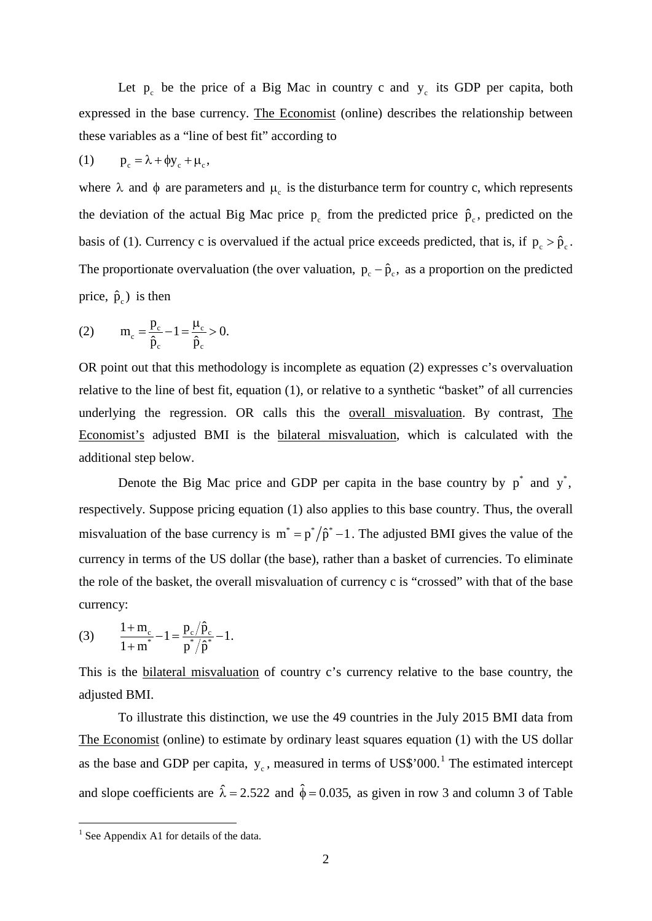Let $p_c$ be the price of a Big Mac in country c and $y_c$ its GDP per capita, both expressed in the base currency. The Economist (online) describes the relationship between these variables as a "line of best fit" according to

$$(1) \qquad p_c = \lambda + \phi y_c + \mu_c,$$

where $\lambda$ and $\phi$ are parameters and $\mu_c$ is the disturbance term for country c, which represents the deviation of the actual Big Mac price $p_c$ from the predicted price $\hat{p}_c$, predicted on the basis of (1). Currency c is overvalued if the actual price exceeds predicted, that is, if $p_c > \hat{p}_c$. The proportionate overvaluation (the over valuation, $p_c - \hat{p}_c$, as a proportion on the predicted price, $\hat{p}_c$) is then

$$(2) \qquad m_c = \frac{p_c}{\hat{p}_c} - 1 = \frac{\mu_c}{\hat{p}_c} > 0.$$

OR point out that this methodology is incomplete as equation (2) expresses c's overvaluation relative to the line of best fit, equation (1), or relative to a synthetic "basket" of all currencies underlying the regression. OR calls this the overall misvaluation. By contrast, The Economist's adjusted BMI is the bilateral misvaluation, which is calculated with the additional step below.

Denote the Big Mac price and GDP per capita in the base country by $p^*$ and $y^*$, respectively. Suppose pricing equation (1) also applies to this base country. Thus, the overall misvaluation of the base currency is $m^* = p^*/\hat{p}^* - 1$. The adjusted BMI gives the value of the currency in terms of the US dollar (the base), rather than a basket of currencies. To eliminate the role of the basket, the overall misvaluation of currency c is "crossed" with that of the base currency:

$$(3) \qquad \frac{1+m_c}{1+m^*} - 1 = \frac{p_c/\hat{p}_c}{p^*/\hat{p}^*} - 1.$$

This is the bilateral misvaluation of country c's currency relative to the base country, the adjusted BMI.

To illustrate this distinction, we use the 49 countries in the July 2015 BMI data from The Economist (online) to estimate by ordinary least squares equation (1) with the US dollar as the base and GDP per capita, $y_c$, measured in terms of US$'000.[1] The estimated intercept and slope coefficients are $\hat{\lambda} = 2.522$ and $\hat{\phi} = 0.035$, as given in row 3 and column 3 of Table

[1] See Appendix A1 for details of the data.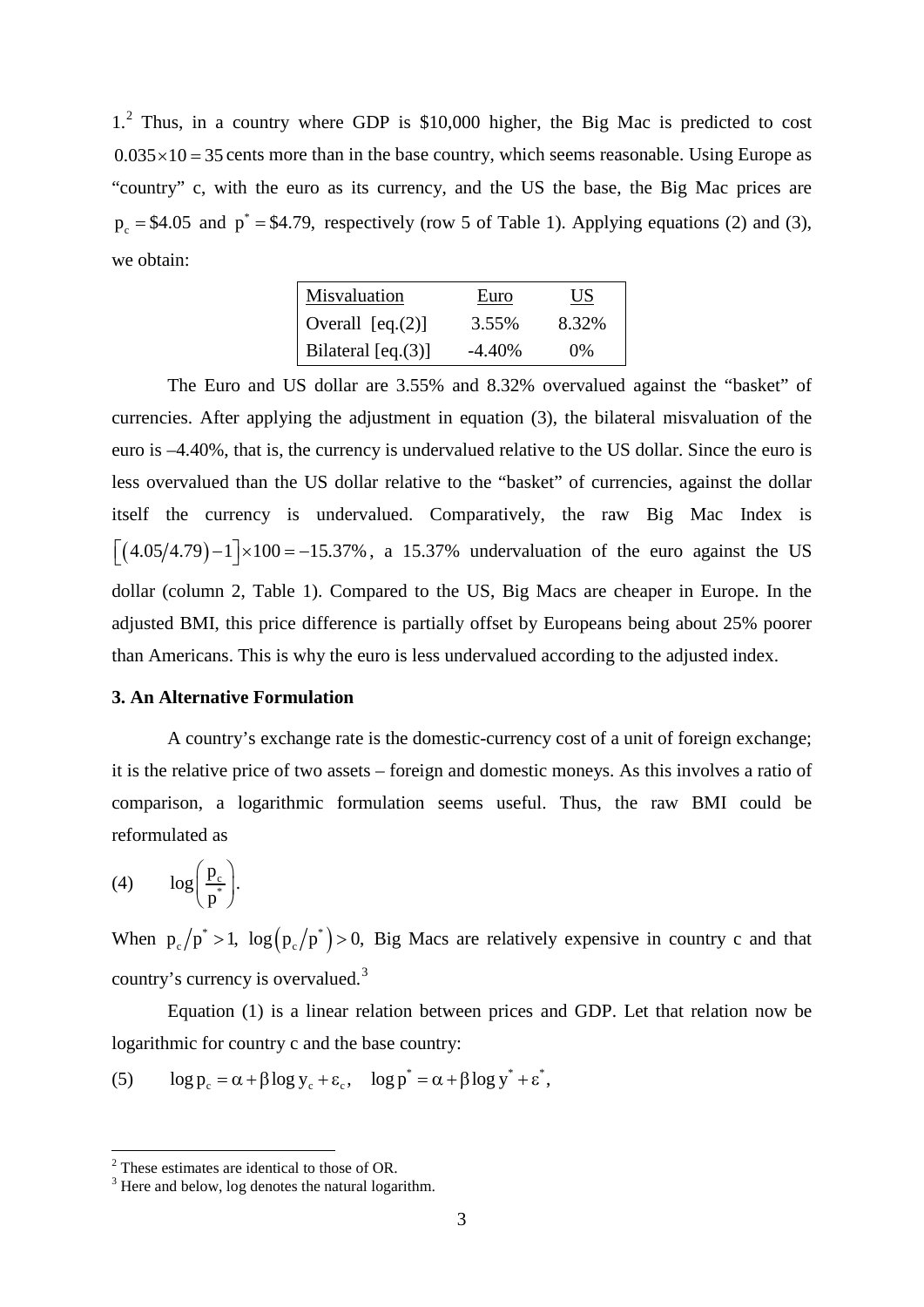1.[2] Thus, in a country where GDP is \$10,000 higher, the Big Mac is predicted to cost $0.035 \times 10 = 35$ cents more than in the base country, which seems reasonable. Using Europe as "country" c, with the euro as its currency, and the US the base, the Big Mac prices are $p_c = \$4.05$ and $p^* = \$4.79$, respectively (row 5 of Table 1). Applying equations (2) and (3), we obtain:

| Misvaluation | Euro | US |
|---|---|---|
| Overall [eq.(2)] | 3.55% | 8.32% |
| Bilateral [eq.(3)] | -4.40% | 0% |

The Euro and US dollar are 3.55% and 8.32% overvalued against the "basket" of currencies. After applying the adjustment in equation (3), the bilateral misvaluation of the euro is –4.40%, that is, the currency is undervalued relative to the US dollar. Since the euro is less overvalued than the US dollar relative to the "basket" of currencies, against the dollar itself the currency is undervalued. Comparatively, the raw Big Mac Index is $\left[(4.05/4.79)-1\right]\times 100 = -15.37\%$, a 15.37% undervaluation of the euro against the US dollar (column 2, Table 1). Compared to the US, Big Macs are cheaper in Europe. In the adjusted BMI, this price difference is partially offset by Europeans being about 25% poorer than Americans. This is why the euro is less undervalued according to the adjusted index.

### 3. An Alternative Formulation

A country's exchange rate is the domestic-currency cost of a unit of foreign exchange; it is the relative price of two assets – foreign and domestic moneys. As this involves a ratio of comparison, a logarithmic formulation seems useful. Thus, the raw BMI could be reformulated as

$$(4) \qquad \log\left(\frac{p_c}{p^*}\right).$$

When $p_c/p^* > 1$, $\log\left(p_c/p^*\right) > 0$, Big Macs are relatively expensive in country c and that country's currency is overvalued.[3]

Equation (1) is a linear relation between prices and GDP. Let that relation now be logarithmic for country c and the base country:

$$(5) \qquad \log p_c = \alpha + \beta \log y_c + \varepsilon_c, \quad \log p^* = \alpha + \beta \log y^* + \varepsilon^*,$$

---

[2] These estimates are identical to those of OR.

[3] Here and below, log denotes the natural logarithm.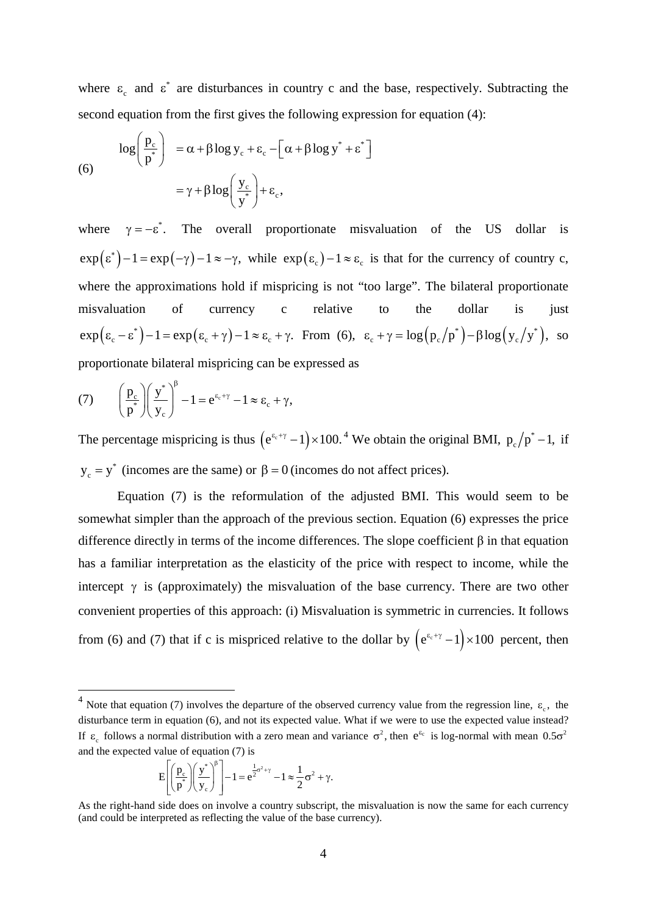where $\varepsilon_c$ and $\varepsilon^*$ are disturbances in country c and the base, respectively. Subtracting the second equation from the first gives the following expression for equation (4):

$$
(6) \qquad \begin{aligned} \log\left(\frac{p_c}{p^*}\right) &= \alpha + \beta \log y_c + \varepsilon_c - \left[\alpha + \beta \log y^* + \varepsilon^*\right] \\ &= \gamma + \beta \log\left(\frac{y_c}{y^*}\right) + \varepsilon_c, \end{aligned}
$$

where $\gamma = -\varepsilon^*$. The overall proportionate misvaluation of the US dollar is $\exp(\varepsilon^*) - 1 = \exp(-\gamma) - 1 \approx -\gamma$, while $\exp(\varepsilon_c) - 1 \approx \varepsilon_c$ is that for the currency of country c, where the approximations hold if mispricing is not "too large". The bilateral proportionate misvaluation of currency c relative to the dollar is just $\exp(\varepsilon_c - \varepsilon^*) - 1 = \exp(\varepsilon_c + \gamma) - 1 \approx \varepsilon_c + \gamma$. From (6), $\varepsilon_c + \gamma = \log(p_c/p^*) - \beta \log(y_c/y^*)$, so proportionate bilateral mispricing can be expressed as

$$
(7) \qquad \left(\frac{p_c}{p^*}\right)\left(\frac{y^*}{y_c}\right)^{\beta} - 1 = e^{\varepsilon_c + \gamma} - 1 \approx \varepsilon_c + \gamma,
$$

The percentage mispricing is thus $\left(e^{\varepsilon_c + \gamma} - 1\right) \times 100$.[4] We obtain the original BMI, $p_c/p^* - 1$, if $y_c = y^*$ (incomes are the same) or $\beta = 0$ (incomes do not affect prices).

Equation (7) is the reformulation of the adjusted BMI. This would seem to be somewhat simpler than the approach of the previous section. Equation (6) expresses the price difference directly in terms of the income differences. The slope coefficient $\beta$ in that equation has a familiar interpretation as the elasticity of the price with respect to income, while the intercept $\gamma$ is (approximately) the misvaluation of the base currency. There are two other convenient properties of this approach: (i) Misvaluation is symmetric in currencies. It follows from (6) and (7) that if c is mispriced relative to the dollar by $\left(e^{\varepsilon_c + \gamma} - 1\right) \times 100$ percent, then

---

[4] Note that equation (7) involves the departure of the observed currency value from the regression line, $\varepsilon_c$, the disturbance term in equation (6), and not its expected value. What if we were to use the expected value instead? If $\varepsilon_c$ follows a normal distribution with a zero mean and variance $\sigma^2$, then $e^{\varepsilon_c}$ is log-normal with mean $0.5\sigma^2$ and the expected value of equation (7) is

$$
E\left[\left(\frac{p_c}{p^*}\right)\left(\frac{y^*}{y_c}\right)^{\beta}\right] - 1 = e^{\frac{1}{2}\sigma^2 + \gamma} - 1 \approx \frac{1}{2}\sigma^2 + \gamma.
$$

As the right-hand side does on involve a country subscript, the misvaluation is now the same for each currency (and could be interpreted as reflecting the value of the base currency).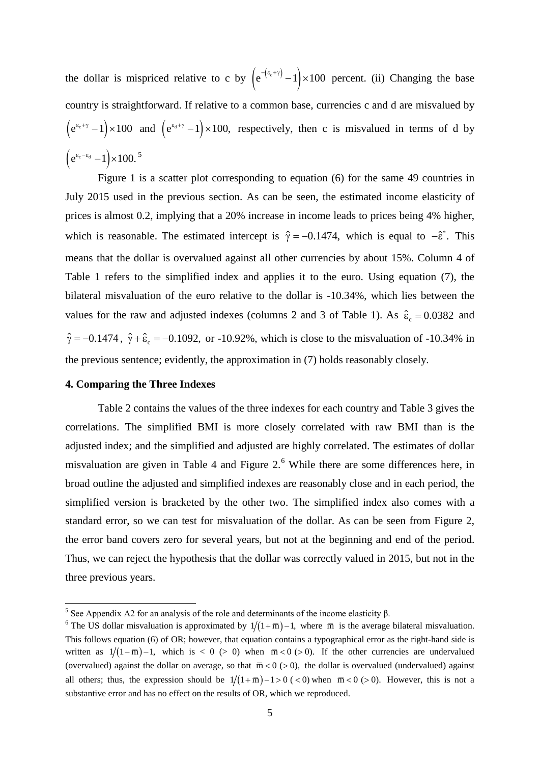the dollar is mispriced relative to c by $\left(e^{-(\varepsilon_c+\gamma)}-1\right)\times 100$ percent. (ii) Changing the base country is straightforward. If relative to a common base, currencies c and d are misvalued by $\left(e^{\varepsilon_c+\gamma}-1\right)\times 100$ and $\left(e^{\varepsilon_d+\gamma}-1\right)\times 100$, respectively, then c is misvalued in terms of d by $\left(e^{\varepsilon_c-\varepsilon_d}-1\right)\times 100$.[5]

Figure 1 is a scatter plot corresponding to equation (6) for the same 49 countries in July 2015 used in the previous section. As can be seen, the estimated income elasticity of prices is almost 0.2, implying that a 20% increase in income leads to prices being 4% higher, which is reasonable. The estimated intercept is $\hat{\gamma}=-0.1474$, which is equal to $-\hat{\varepsilon}^{*}$. This means that the dollar is overvalued against all other currencies by about 15%. Column 4 of Table 1 refers to the simplified index and applies it to the euro. Using equation (7), the bilateral misvaluation of the euro relative to the dollar is -10.34%, which lies between the values for the raw and adjusted indexes (columns 2 and 3 of Table 1). As $\hat{\varepsilon}_c=0.0382$ and $\hat{\gamma}=-0.1474$, $\hat{\gamma}+\hat{\varepsilon}_c=-0.1092$, or -10.92%, which is close to the misvaluation of -10.34% in the previous sentence; evidently, the approximation in (7) holds reasonably closely.

#### 4. Comparing the Three Indexes

Table 2 contains the values of the three indexes for each country and Table 3 gives the correlations. The simplified BMI is more closely correlated with raw BMI than is the adjusted index; and the simplified and adjusted are highly correlated. The estimates of dollar misvaluation are given in Table 4 and Figure 2.[6] While there are some differences here, in broad outline the adjusted and simplified indexes are reasonably close and in each period, the simplified version is bracketed by the other two. The simplified index also comes with a standard error, so we can test for misvaluation of the dollar. As can be seen from Figure 2, the error band covers zero for several years, but not at the beginning and end of the period. Thus, we can reject the hypothesis that the dollar was correctly valued in 2015, but not in the three previous years.

---

[5] See Appendix A2 for an analysis of the role and determinants of the income elasticity β.

[6] The US dollar misvaluation is approximated by $1/(1+\overline{m})-1$, where $\overline{m}$ is the average bilateral misvaluation. This follows equation (6) of OR; however, that equation contains a typographical error as the right-hand side is written as $1/(1-\overline{m})-1$, which is $<0$ ($>0$) when $\overline{m}<0$ ($>0$). If the other currencies are undervalued (overvalued) against the dollar on average, so that $\overline{m}<0$ ($>0$), the dollar is overvalued (undervalued) against all others; thus, the expression should be $1/(1+\overline{m})-1>0$ ($<0$) when $\overline{m}<0$ ($>0$). However, this is not a substantive error and has no effect on the results of OR, which we reproduced.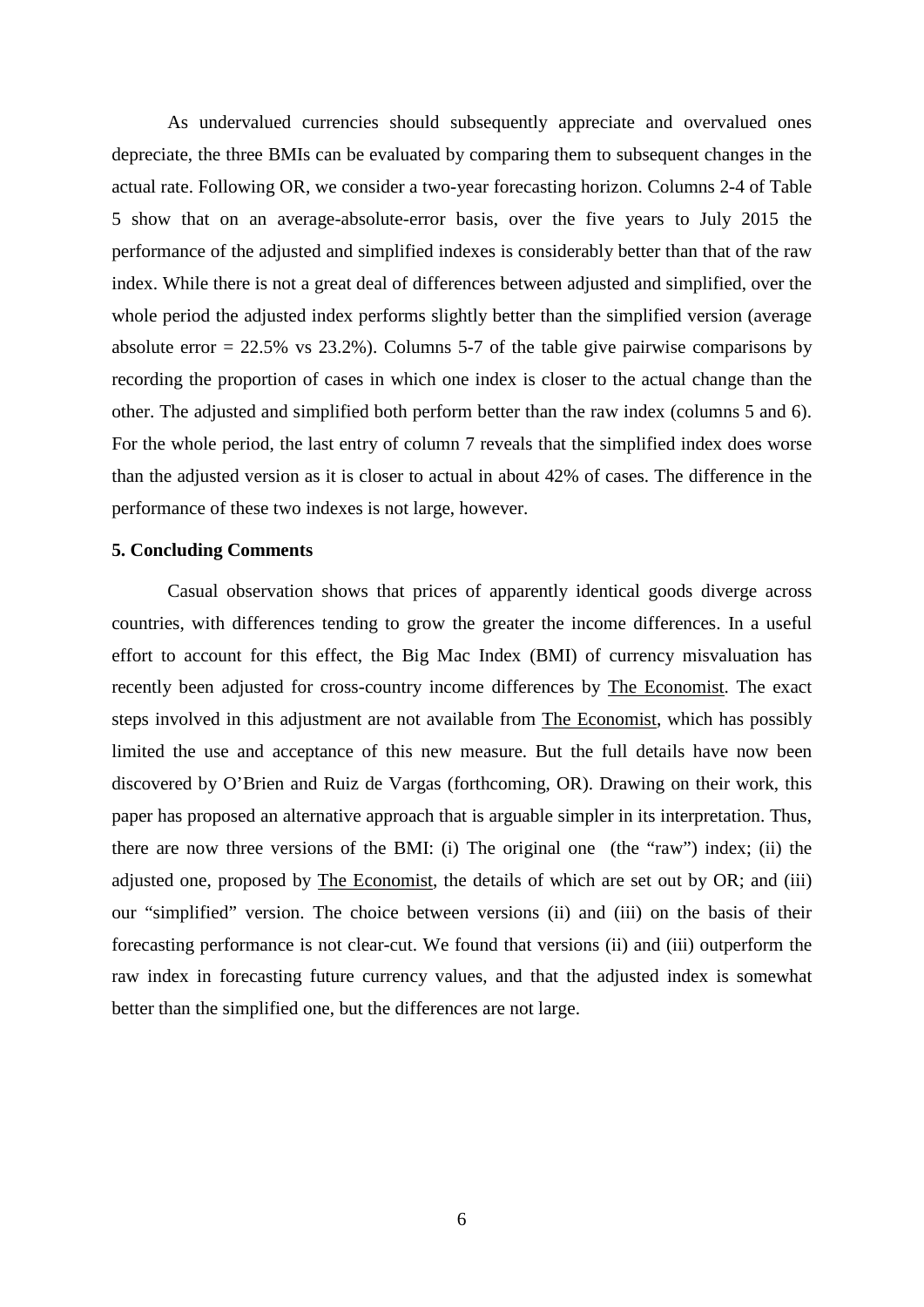As undervalued currencies should subsequently appreciate and overvalued ones depreciate, the three BMIs can be evaluated by comparing them to subsequent changes in the actual rate. Following OR, we consider a two-year forecasting horizon. Columns 2-4 of Table 5 show that on an average-absolute-error basis, over the five years to July 2015 the performance of the adjusted and simplified indexes is considerably better than that of the raw index. While there is not a great deal of differences between adjusted and simplified, over the whole period the adjusted index performs slightly better than the simplified version (average absolute error = 22.5% vs 23.2%). Columns 5-7 of the table give pairwise comparisons by recording the proportion of cases in which one index is closer to the actual change than the other. The adjusted and simplified both perform better than the raw index (columns 5 and 6). For the whole period, the last entry of column 7 reveals that the simplified index does worse than the adjusted version as it is closer to actual in about 42% of cases. The difference in the performance of these two indexes is not large, however.

### 5. Concluding Comments

Casual observation shows that prices of apparently identical goods diverge across countries, with differences tending to grow the greater the income differences. In a useful effort to account for this effect, the Big Mac Index (BMI) of currency misvaluation has recently been adjusted for cross-country income differences by The Economist. The exact steps involved in this adjustment are not available from The Economist, which has possibly limited the use and acceptance of this new measure. But the full details have now been discovered by O'Brien and Ruiz de Vargas (forthcoming, OR). Drawing on their work, this paper has proposed an alternative approach that is arguable simpler in its interpretation. Thus, there are now three versions of the BMI: (i) The original one (the "raw") index; (ii) the adjusted one, proposed by The Economist, the details of which are set out by OR; and (iii) our "simplified" version. The choice between versions (ii) and (iii) on the basis of their forecasting performance is not clear-cut. We found that versions (ii) and (iii) outperform the raw index in forecasting future currency values, and that the adjusted index is somewhat better than the simplified one, but the differences are not large.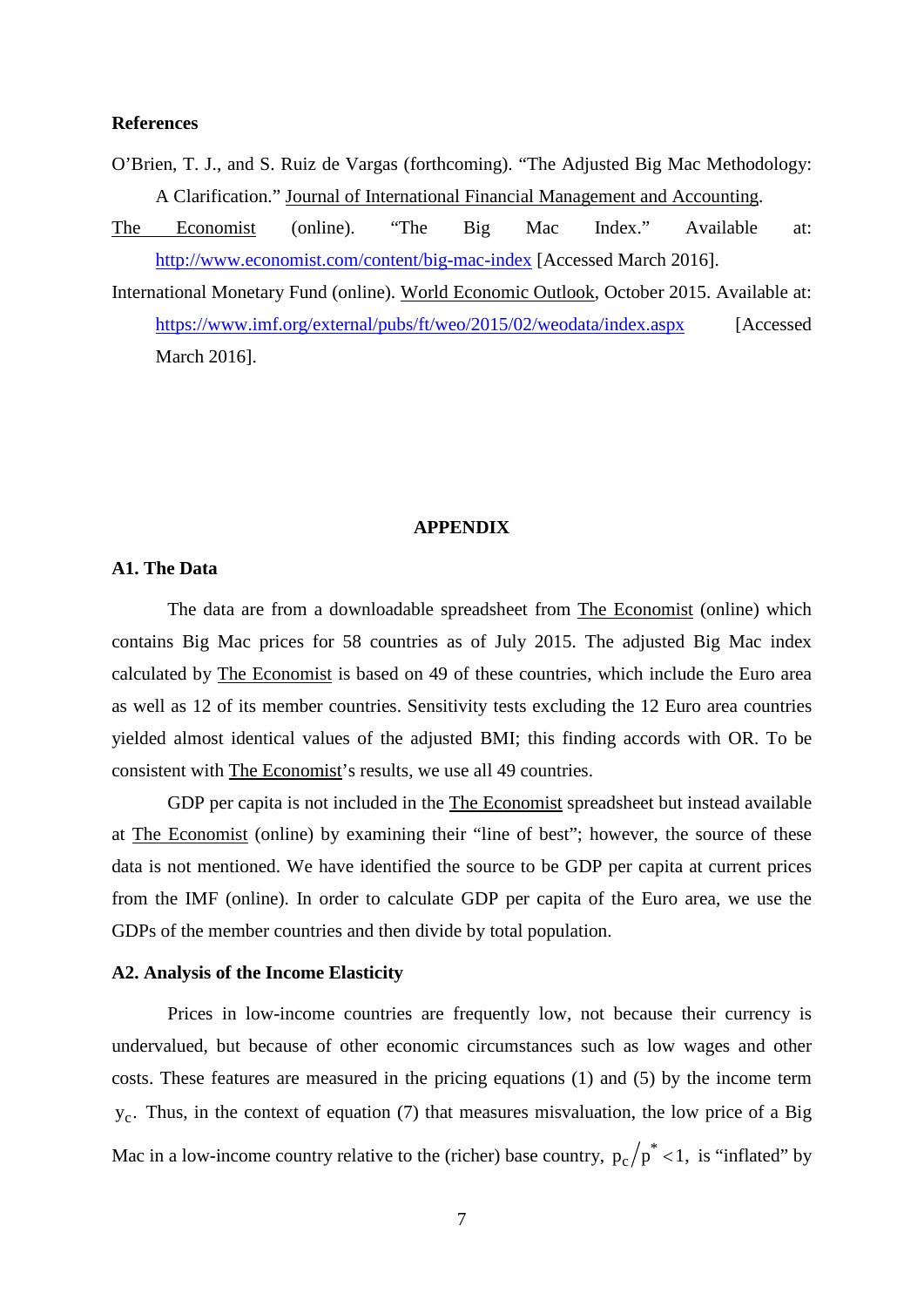## References

O'Brien, T. J., and S. Ruiz de Vargas (forthcoming). "The Adjusted Big Mac Methodology: A Clarification." Journal of International Financial Management and Accounting.

The Economist (online). "The Big Mac Index." Available at: http://www.economist.com/content/big-mac-index [Accessed March 2016].

International Monetary Fund (online). World Economic Outlook, October 2015. Available at: https://www.imf.org/external/pubs/ft/weo/2015/02/weodata/index.aspx [Accessed March 2016].

# APPENDIX

### A1. The Data

The data are from a downloadable spreadsheet from The Economist (online) which contains Big Mac prices for 58 countries as of July 2015. The adjusted Big Mac index calculated by The Economist is based on 49 of these countries, which include the Euro area as well as 12 of its member countries. Sensitivity tests excluding the 12 Euro area countries yielded almost identical values of the adjusted BMI; this finding accords with OR. To be consistent with The Economist's results, we use all 49 countries.

GDP per capita is not included in the The Economist spreadsheet but instead available at The Economist (online) by examining their "line of best"; however, the source of these data is not mentioned. We have identified the source to be GDP per capita at current prices from the IMF (online). In order to calculate GDP per capita of the Euro area, we use the GDPs of the member countries and then divide by total population.

### A2. Analysis of the Income Elasticity

Prices in low-income countries are frequently low, not because their currency is undervalued, but because of other economic circumstances such as low wages and other costs. These features are measured in the pricing equations (1) and (5) by the income term $y_c$. Thus, in the context of equation (7) that measures misvaluation, the low price of a Big Mac in a low-income country relative to the (richer) base country, $p_c/p^* < 1$, is "inflated" by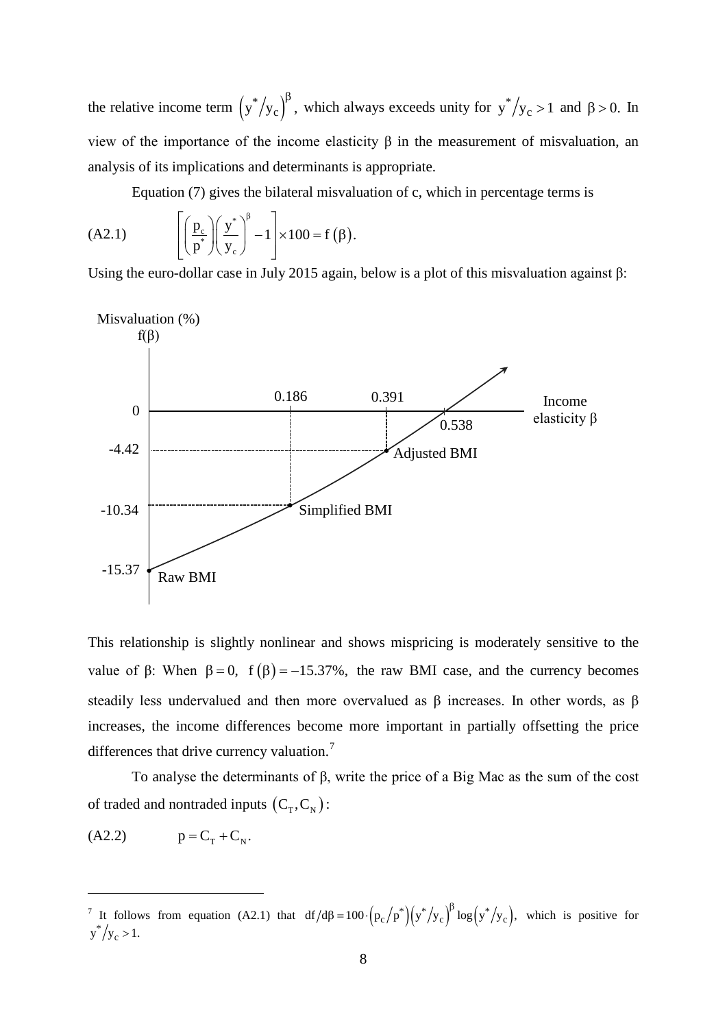the relative income term $\left(y^*/y_c\right)^{\beta}$, which always exceeds unity for $y^*/y_c > 1$ and $\beta > 0$. In view of the importance of the income elasticity β in the measurement of misvaluation, an analysis of its implications and determinants is appropriate.

Equation (7) gives the bilateral misvaluation of c, which in percentage terms is

$$\text{(A2.1)} \qquad \left[\left(\frac{p_c}{p^*}\right)\left(\frac{y^*}{y_c}\right)^{\beta} - 1\right] \times 100 = f(\beta).$$

Using the euro-dollar case in July 2015 again, below is a plot of this misvaluation against β:

This relationship is slightly nonlinear and shows mispricing is moderately sensitive to the value of β: When $\beta = 0$, $f(\beta) = -15.37\%$, the raw BMI case, and the currency becomes steadily less undervalued and then more overvalued as β increases. In other words, as β increases, the income differences become more important in partially offsetting the price differences that drive currency valuation.[7]

To analyse the determinants of β, write the price of a Big Mac as the sum of the cost of traded and nontraded inputs $(C_T, C_N)$:

$$\text{(A2.2)} \qquad p = C_T + C_N.$$

---

[7] It follows from equation (A2.1) that $df/d\beta = 100 \cdot \left(p_c/p^*\right)\left(y^*/y_c\right)^{\beta} \log\left(y^*/y_c\right)$, which is positive for $y^*/y_c > 1$.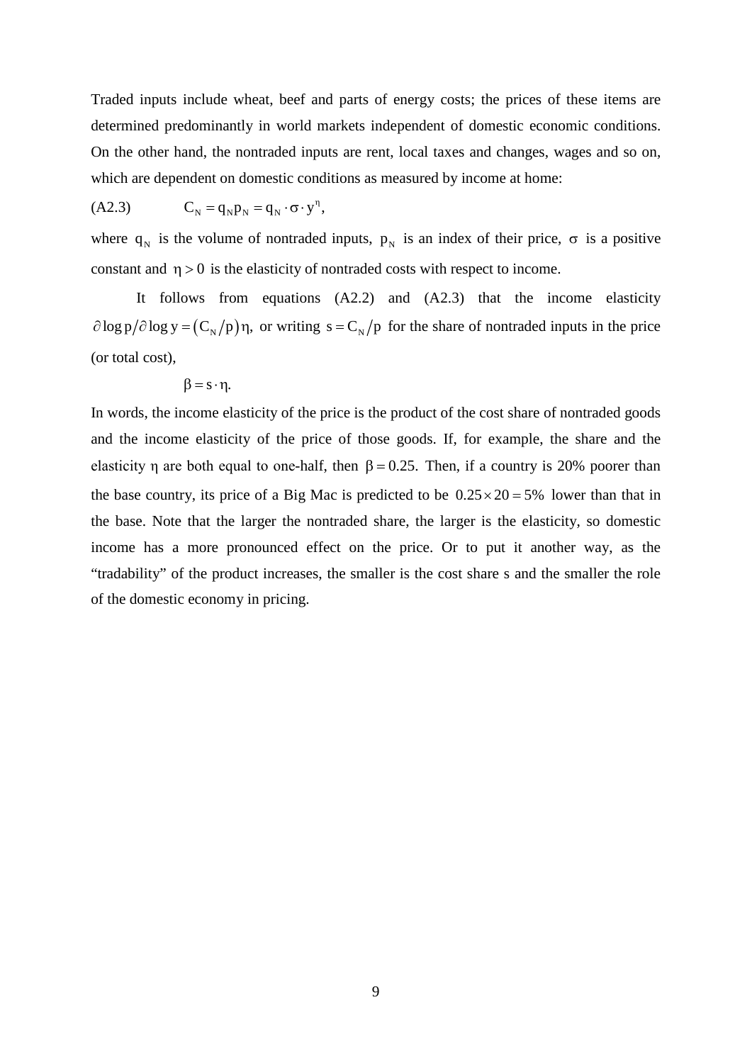Traded inputs include wheat, beef and parts of energy costs; the prices of these items are determined predominantly in world markets independent of domestic economic conditions. On the other hand, the nontraded inputs are rent, local taxes and changes, wages and so on, which are dependent on domestic conditions as measured by income at home:

(A2.3) $$C_N = q_N p_N = q_N \cdot \sigma \cdot y^{\eta},$$

where $q_N$ is the volume of nontraded inputs, $p_N$ is an index of their price, $\sigma$ is a positive constant and $\eta > 0$ is the elasticity of nontraded costs with respect to income.

It follows from equations (A2.2) and (A2.3) that the income elasticity $\partial \log p / \partial \log y = (C_N / p)\eta,$ or writing $s = C_N / p$ for the share of nontraded inputs in the price (or total cost),

$$\beta = s \cdot \eta.$$

In words, the income elasticity of the price is the product of the cost share of nontraded goods and the income elasticity of the price of those goods. If, for example, the share and the elasticity $\eta$ are both equal to one-half, then $\beta = 0.25.$ Then, if a country is 20% poorer than the base country, its price of a Big Mac is predicted to be $0.25 \times 20 = 5\%$ lower than that in the base. Note that the larger the nontraded share, the larger is the elasticity, so domestic income has a more pronounced effect on the price. Or to put it another way, as the "tradability" of the product increases, the smaller is the cost share s and the smaller the role of the domestic economy in pricing.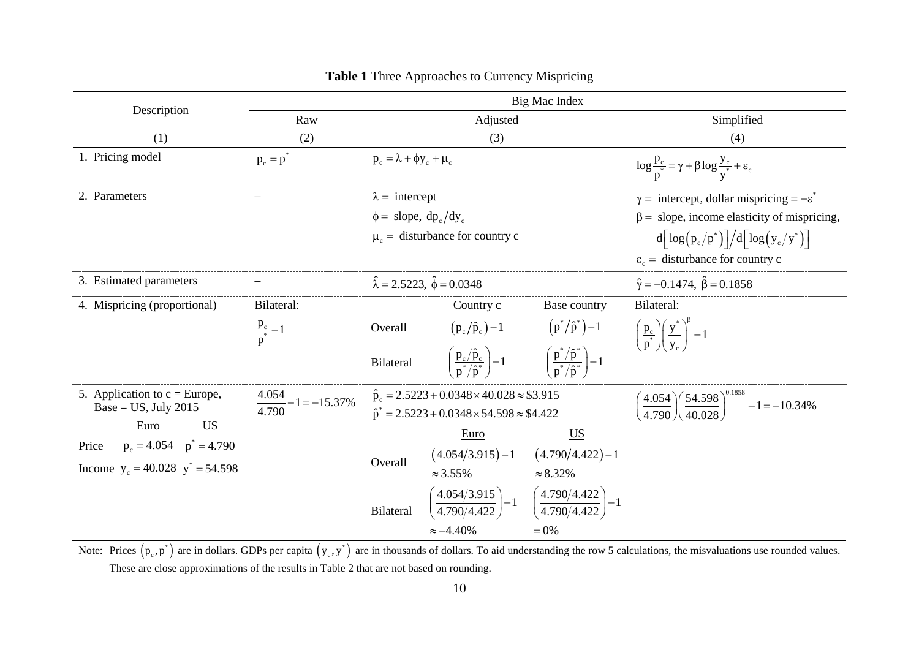**Table 1** Three Approaches to Currency Mispricing

| Description | Big Mac Index | | |
|---|---|---|---|
| | Raw | Adjusted | Simplified |
| (1) | (2) | (3) | (4) |
| 1. Pricing model | $p_c = p^*$ | $p_c = \lambda + \phi y_c + \mu_c$ | $\log \frac{p_c}{p^*} = \gamma + \beta \log \frac{y_c}{y^*} + \varepsilon_c$ |
| 2. Parameters | – | $\lambda =$ intercept<br>$\phi =$ slope, $dp_c/dy_c$<br>$\mu_c =$ disturbance for country c | $\gamma =$ intercept, dollar mispricing $= -\varepsilon^*$<br>$\beta =$ slope, income elasticity of mispricing, $d\left[\log\left(p_c/p^*\right)\right] / d\left[\log\left(y_c/y^*\right)\right]$<br>$\varepsilon_c =$ disturbance for country c |
| 3. Estimated parameters | – | $\hat{\lambda} = 2.5223,\ \hat{\phi} = 0.0348$ | $\hat{\gamma} = -0.1474,\ \hat{\beta} = 0.1858$ |
| 4. Mispricing (proportional) | Bilateral:<br>$\frac{p_c}{p^*} - 1$ | Country c / Base country<br>Overall: $\left(p_c/\hat{p}_c\right) - 1$ / $\left(p^*/\hat{p}^*\right) - 1$<br>Bilateral: $\left(\frac{p_c/\hat{p}_c}{p^*/\hat{p}^*}\right) - 1$ / $\left(\frac{p^*/\hat{p}^*}{p^*/\hat{p}^*}\right) - 1$ | Bilateral:<br>$\left(\frac{p_c}{p^*}\right)\left(\frac{y^*}{y_c}\right)^{\beta} - 1$ |
| 5. Application to c = Europe, Base = US, July 2015<br>Euro / US<br>Price: $p_c = 4.054$ / $p^* = 4.790$<br>Income: $y_c = 40.028$ / $y^* = 54.598$ | $\frac{4.054}{4.790} - 1 = -15.37\%$ | $\hat{p}_c = 2.5223 + 0.0348 \times 40.028 \approx \$3.915$<br>$\hat{p}^* = 2.5223 + 0.0348 \times 54.598 \approx \$4.422$<br>Euro / US<br>Overall: $\left(4.054/3.915\right) - 1 \approx 3.55\%$ / $\left(4.790/4.422\right) - 1 \approx 8.32\%$<br>Bilateral: $\left(\frac{4.054/3.915}{4.790/4.422}\right) - 1 \approx -4.40\%$ / $\left(\frac{4.790/4.422}{4.790/4.422}\right) - 1 = 0\%$ | $\left(\frac{4.054}{4.790}\right)\left(\frac{54.598}{40.028}\right)^{0.1858} - 1 = -10.34\%$ |

Note: Prices $\left(p_c, p^*\right)$ are in dollars. GDPs per capita $\left(y_c, y^*\right)$ are in thousands of dollars. To aid understanding the row 5 calculations, the misvaluations use rounded values. These are close approximations of the results in Table 2 that are not based on rounding.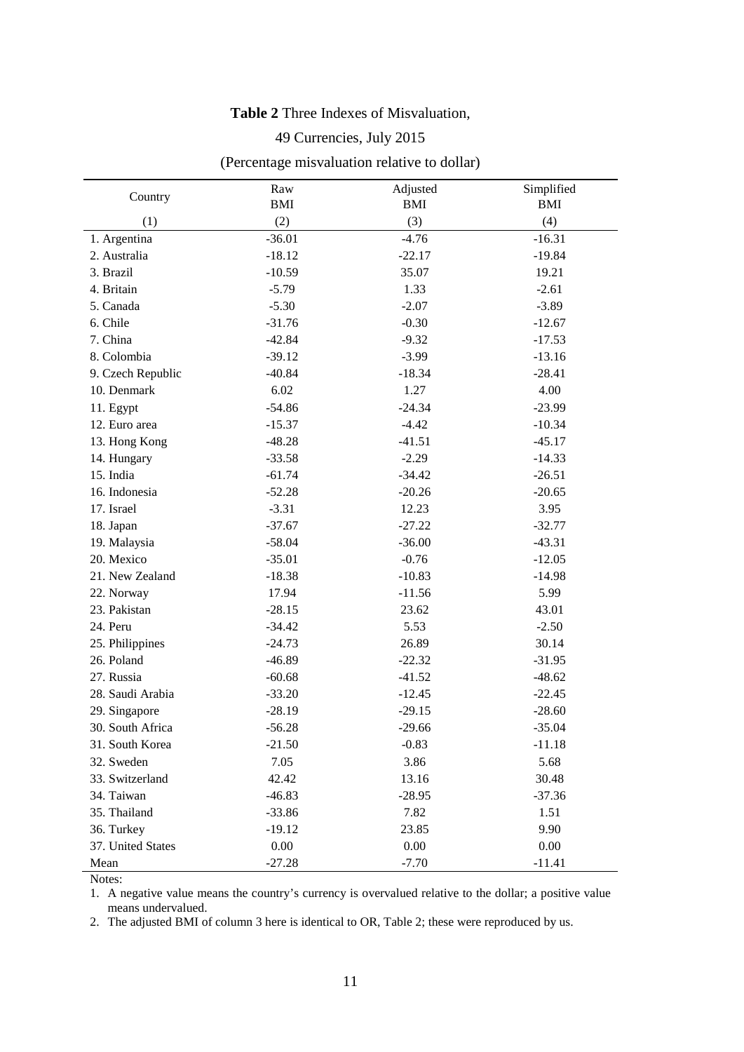**Table 2** Three Indexes of Misvaluation,

49 Currencies, July 2015

(Percentage misvaluation relative to dollar)

| Country | Raw BMI | Adjusted BMI | Simplified BMI |
|---|---|---|---|
| (1) | (2) | (3) | (4) |
| 1. Argentina | -36.01 | -4.76 | -16.31 |
| 2. Australia | -18.12 | -22.17 | -19.84 |
| 3. Brazil | -10.59 | 35.07 | 19.21 |
| 4. Britain | -5.79 | 1.33 | -2.61 |
| 5. Canada | -5.30 | -2.07 | -3.89 |
| 6. Chile | -31.76 | -0.30 | -12.67 |
| 7. China | -42.84 | -9.32 | -17.53 |
| 8. Colombia | -39.12 | -3.99 | -13.16 |
| 9. Czech Republic | -40.84 | -18.34 | -28.41 |
| 10. Denmark | 6.02 | 1.27 | 4.00 |
| 11. Egypt | -54.86 | -24.34 | -23.99 |
| 12. Euro area | -15.37 | -4.42 | -10.34 |
| 13. Hong Kong | -48.28 | -41.51 | -45.17 |
| 14. Hungary | -33.58 | -2.29 | -14.33 |
| 15. India | -61.74 | -34.42 | -26.51 |
| 16. Indonesia | -52.28 | -20.26 | -20.65 |
| 17. Israel | -3.31 | 12.23 | 3.95 |
| 18. Japan | -37.67 | -27.22 | -32.77 |
| 19. Malaysia | -58.04 | -36.00 | -43.31 |
| 20. Mexico | -35.01 | -0.76 | -12.05 |
| 21. New Zealand | -18.38 | -10.83 | -14.98 |
| 22. Norway | 17.94 | -11.56 | 5.99 |
| 23. Pakistan | -28.15 | 23.62 | 43.01 |
| 24. Peru | -34.42 | 5.53 | -2.50 |
| 25. Philippines | -24.73 | 26.89 | 30.14 |
| 26. Poland | -46.89 | -22.32 | -31.95 |
| 27. Russia | -60.68 | -41.52 | -48.62 |
| 28. Saudi Arabia | -33.20 | -12.45 | -22.45 |
| 29. Singapore | -28.19 | -29.15 | -28.60 |
| 30. South Africa | -56.28 | -29.66 | -35.04 |
| 31. South Korea | -21.50 | -0.83 | -11.18 |
| 32. Sweden | 7.05 | 3.86 | 5.68 |
| 33. Switzerland | 42.42 | 13.16 | 30.48 |
| 34. Taiwan | -46.83 | -28.95 | -37.36 |
| 35. Thailand | -33.86 | 7.82 | 1.51 |
| 36. Turkey | -19.12 | 23.85 | 9.90 |
| 37. United States | 0.00 | 0.00 | 0.00 |
| Mean | -27.28 | -7.70 | -11.41 |

Notes:

1. A negative value means the country's currency is overvalued relative to the dollar; a positive value means undervalued.
2. The adjusted BMI of column 3 here is identical to OR, Table 2; these were reproduced by us.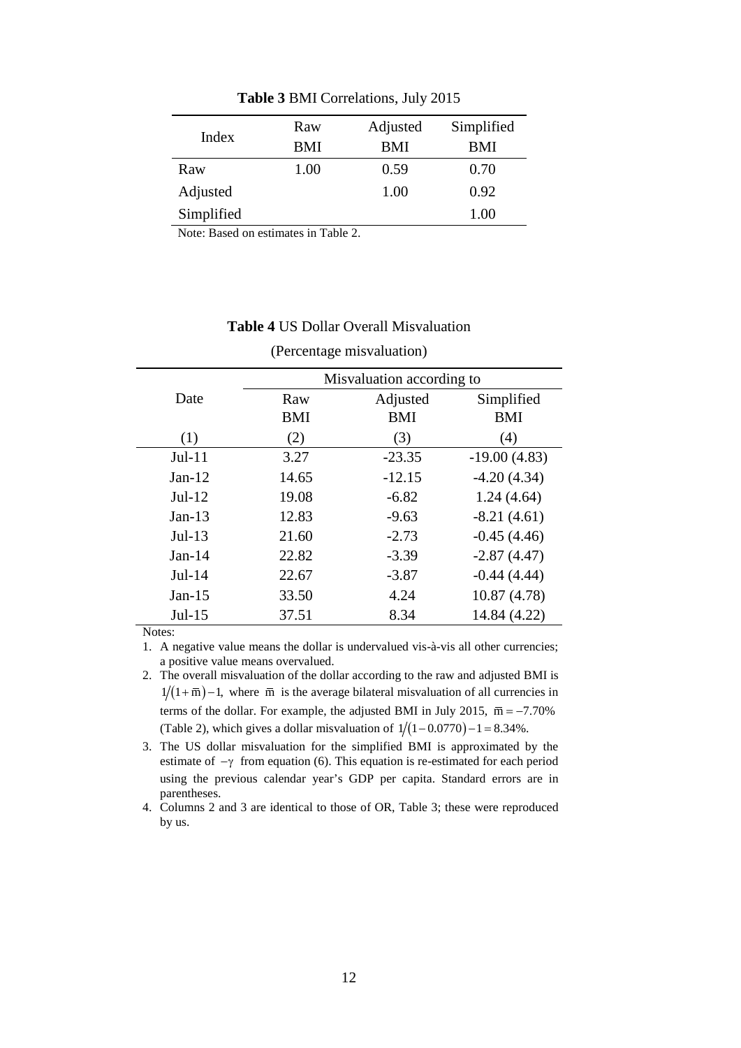**Table 3** BMI Correlations, July 2015

| Index | Raw BMI | Adjusted BMI | Simplified BMI |
|---|---|---|---|
| Raw | 1.00 | 0.59 | 0.70 |
| Adjusted | | 1.00 | 0.92 |
| Simplified | | | 1.00 |

Note: Based on estimates in Table 2.

**Table 4** US Dollar Overall Misvaluation

(Percentage misvaluation)

| Date | Misvaluation according to | | |
|---|---|---|---|
| | Raw BMI | Adjusted BMI | Simplified BMI |
| (1) | (2) | (3) | (4) |
| Jul-11 | 3.27 | -23.35 | -19.00 (4.83) |
| Jan-12 | 14.65 | -12.15 | -4.20 (4.34) |
| Jul-12 | 19.08 | -6.82 | 1.24 (4.64) |
| Jan-13 | 12.83 | -9.63 | -8.21 (4.61) |
| Jul-13 | 21.60 | -2.73 | -0.45 (4.46) |
| Jan-14 | 22.82 | -3.39 | -2.87 (4.47) |
| Jul-14 | 22.67 | -3.87 | -0.44 (4.44) |
| Jan-15 | 33.50 | 4.24 | 10.87 (4.78) |
| Jul-15 | 37.51 | 8.34 | 14.84 (4.22) |

Notes:

1. A negative value means the dollar is undervalued vis-à-vis all other currencies; a positive value means overvalued.
2. The overall misvaluation of the dollar according to the raw and adjusted BMI is $1/(1+\bar{m})-1$, where $\bar{m}$ is the average bilateral misvaluation of all currencies in terms of the dollar. For example, the adjusted BMI in July 2015, $\bar{m}=-7.70\%$ (Table 2), which gives a dollar misvaluation of $1/(1-0.0770)-1=8.34\%$.
3. The US dollar misvaluation for the simplified BMI is approximated by the estimate of $-\gamma$ from equation (6). This equation is re-estimated for each period using the previous calendar year's GDP per capita. Standard errors are in parentheses.
4. Columns 2 and 3 are identical to those of OR, Table 3; these were reproduced by us.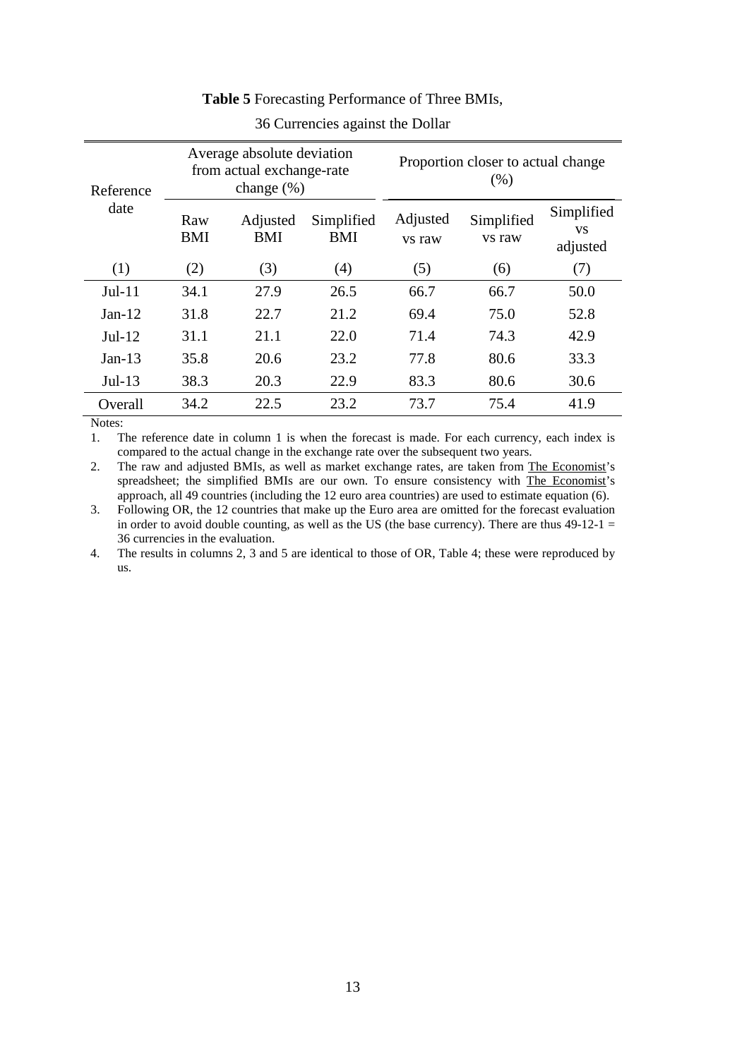**Table 5** Forecasting Performance of Three BMIs,

36 Currencies against the Dollar

| Reference date | Average absolute deviation from actual exchange-rate change (%) | | | Proportion closer to actual change (%) | | |
|---|---|---|---|---|---|---|
| | Raw BMI | Adjusted BMI | Simplified BMI | Adjusted vs raw | Simplified vs raw | Simplified vs adjusted |
| (1) | (2) | (3) | (4) | (5) | (6) | (7) |
| Jul-11 | 34.1 | 27.9 | 26.5 | 66.7 | 66.7 | 50.0 |
| Jan-12 | 31.8 | 22.7 | 21.2 | 69.4 | 75.0 | 52.8 |
| Jul-12 | 31.1 | 21.1 | 22.0 | 71.4 | 74.3 | 42.9 |
| Jan-13 | 35.8 | 20.6 | 23.2 | 77.8 | 80.6 | 33.3 |
| Jul-13 | 38.3 | 20.3 | 22.9 | 83.3 | 80.6 | 30.6 |
| Overall | 34.2 | 22.5 | 23.2 | 73.7 | 75.4 | 41.9 |

Notes:

1. The reference date in column 1 is when the forecast is made. For each currency, each index is compared to the actual change in the exchange rate over the subsequent two years.
2. The raw and adjusted BMIs, as well as market exchange rates, are taken from The Economist's spreadsheet; the simplified BMIs are our own. To ensure consistency with The Economist's approach, all 49 countries (including the 12 euro area countries) are used to estimate equation (6).
3. Following OR, the 12 countries that make up the Euro area are omitted for the forecast evaluation in order to avoid double counting, as well as the US (the base currency). There are thus 49-12-1 = 36 currencies in the evaluation.
4. The results in columns 2, 3 and 5 are identical to those of OR, Table 4; these were reproduced by us.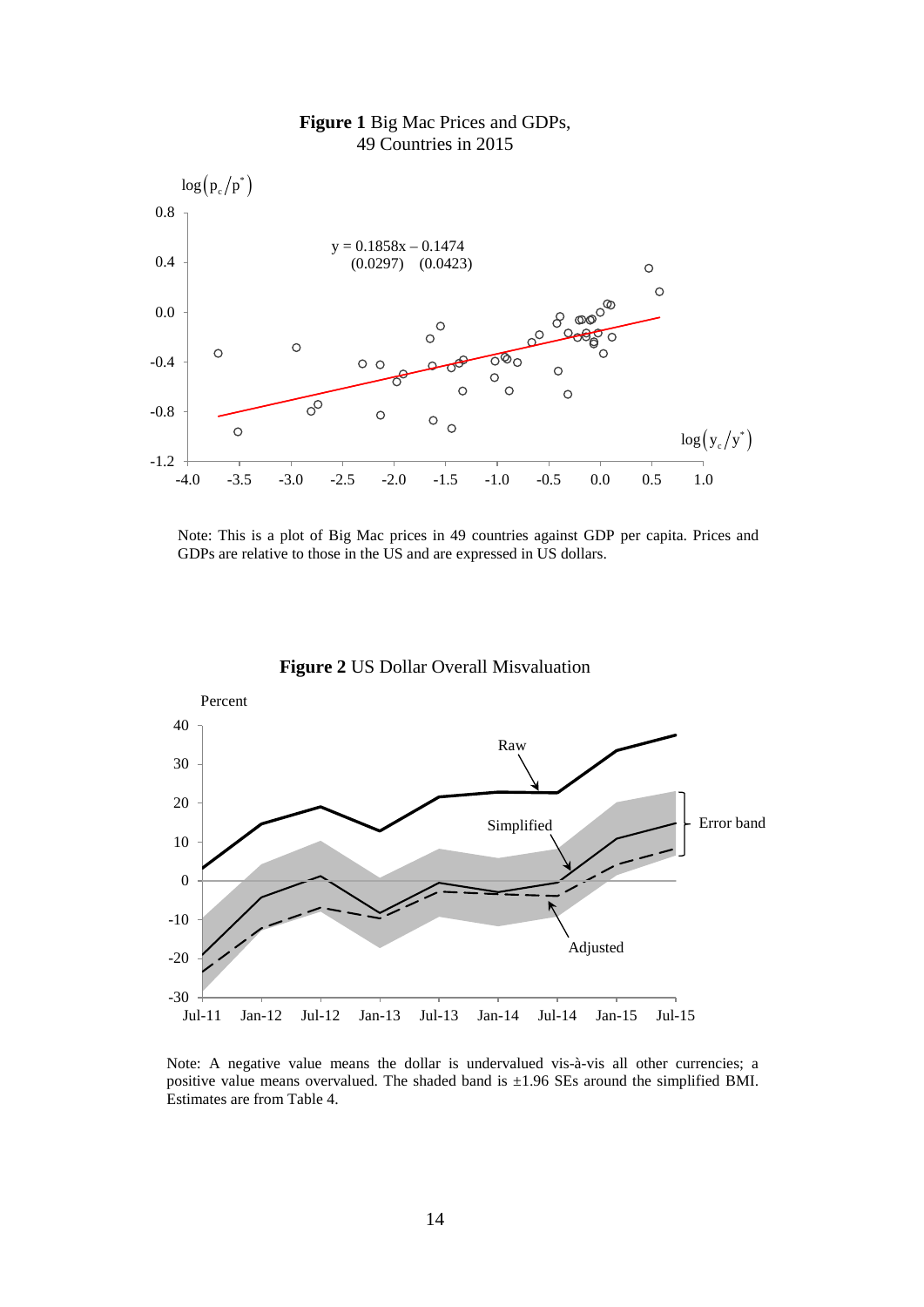**Figure 1** Big Mac Prices and GDPs,
49 Countries in 2015

$\log\left(p_c/p^*\right)$

$y = 0.1858x - 0.1474$
$(0.0297) \quad (0.0423)$

$\log\left(y_c/y^*\right)$

Note: This is a plot of Big Mac prices in 49 countries against GDP per capita. Prices and GDPs are relative to those in the US and are expressed in US dollars.

**Figure 2** US Dollar Overall Misvaluation

Percent

Raw

Simplified

Adjusted

Error band

Note: A negative value means the dollar is undervalued vis-à-vis all other currencies; a positive value means overvalued. The shaded band is ±1.96 SEs around the simplified BMI. Estimates are from Table 4.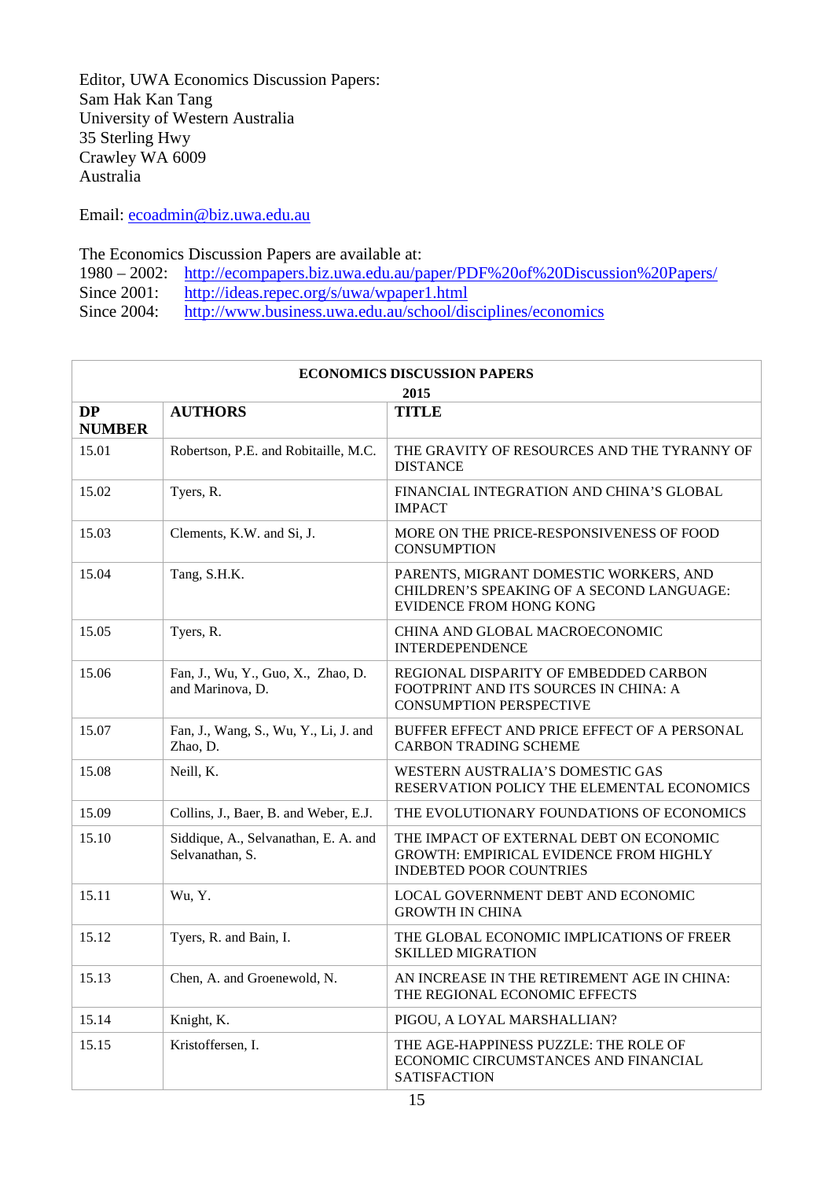Editor, UWA Economics Discussion Papers:
Sam Hak Kan Tang
University of Western Australia
35 Sterling Hwy
Crawley WA 6009
Australia

Email: ecoadmin@biz.uwa.edu.au

The Economics Discussion Papers are available at:
1980 – 2002: http://ecompapers.biz.uwa.edu.au/paper/PDF%20of%20Discussion%20Papers/
Since 2001: http://ideas.repec.org/s/uwa/wpaper1.html
Since 2004: http://www.business.uwa.edu.au/school/disciplines/economics

| **ECONOMICS DISCUSSION PAPERS 2015** | | |
|---|---|---|
| **DP NUMBER** | **AUTHORS** | **TITLE** |
| 15.01 | Robertson, P.E. and Robitaille, M.C. | THE GRAVITY OF RESOURCES AND THE TYRANNY OF DISTANCE |
| 15.02 | Tyers, R. | FINANCIAL INTEGRATION AND CHINA'S GLOBAL IMPACT |
| 15.03 | Clements, K.W. and Si, J. | MORE ON THE PRICE-RESPONSIVENESS OF FOOD CONSUMPTION |
| 15.04 | Tang, S.H.K. | PARENTS, MIGRANT DOMESTIC WORKERS, AND CHILDREN'S SPEAKING OF A SECOND LANGUAGE: EVIDENCE FROM HONG KONG |
| 15.05 | Tyers, R. | CHINA AND GLOBAL MACROECONOMIC INTERDEPENDENCE |
| 15.06 | Fan, J., Wu, Y., Guo, X., Zhao, D. and Marinova, D. | REGIONAL DISPARITY OF EMBEDDED CARBON FOOTPRINT AND ITS SOURCES IN CHINA: A CONSUMPTION PERSPECTIVE |
| 15.07 | Fan, J., Wang, S., Wu, Y., Li, J. and Zhao, D. | BUFFER EFFECT AND PRICE EFFECT OF A PERSONAL CARBON TRADING SCHEME |
| 15.08 | Neill, K. | WESTERN AUSTRALIA'S DOMESTIC GAS RESERVATION POLICY THE ELEMENTAL ECONOMICS |
| 15.09 | Collins, J., Baer, B. and Weber, E.J. | THE EVOLUTIONARY FOUNDATIONS OF ECONOMICS |
| 15.10 | Siddique, A., Selvanathan, E. A. and Selvanathan, S. | THE IMPACT OF EXTERNAL DEBT ON ECONOMIC GROWTH: EMPIRICAL EVIDENCE FROM HIGHLY INDEBTED POOR COUNTRIES |
| 15.11 | Wu, Y. | LOCAL GOVERNMENT DEBT AND ECONOMIC GROWTH IN CHINA |
| 15.12 | Tyers, R. and Bain, I. | THE GLOBAL ECONOMIC IMPLICATIONS OF FREER SKILLED MIGRATION |
| 15.13 | Chen, A. and Groenewold, N. | AN INCREASE IN THE RETIREMENT AGE IN CHINA: THE REGIONAL ECONOMIC EFFECTS |
| 15.14 | Knight, K. | PIGOU, A LOYAL MARSHALLIAN? |
| 15.15 | Kristoffersen, I. | THE AGE-HAPPINESS PUZZLE: THE ROLE OF ECONOMIC CIRCUMSTANCES AND FINANCIAL SATISFACTION |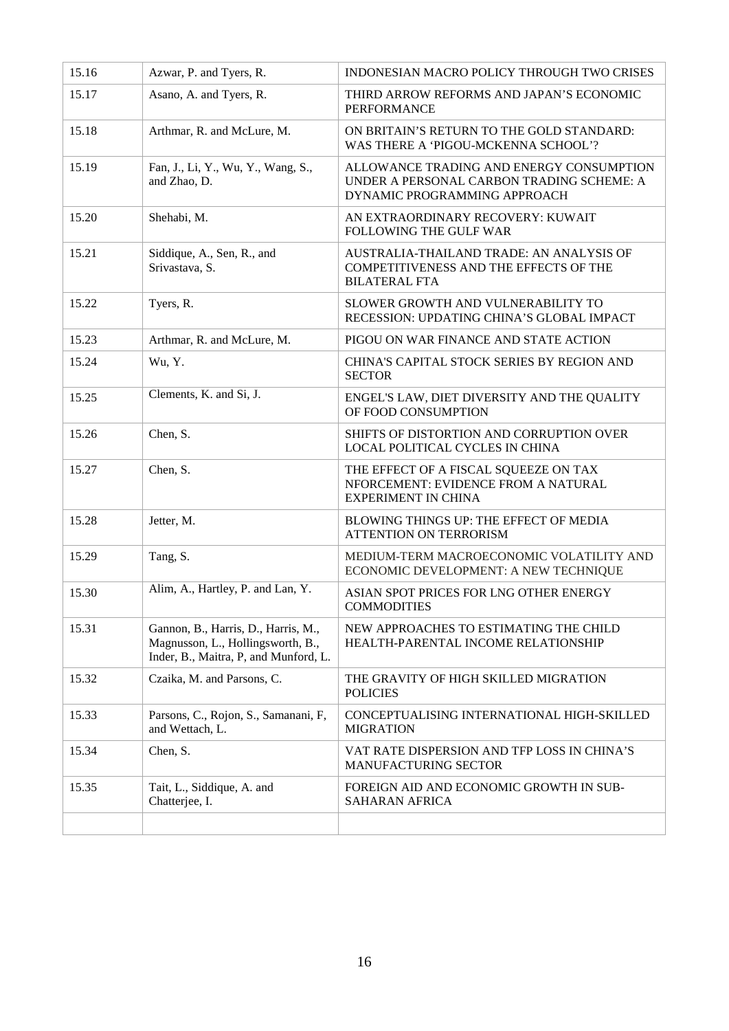| | | |
|---|---|---|
| 15.16 | Azwar, P. and Tyers, R. | INDONESIAN MACRO POLICY THROUGH TWO CRISES |
| 15.17 | Asano, A. and Tyers, R. | THIRD ARROW REFORMS AND JAPAN'S ECONOMIC PERFORMANCE |
| 15.18 | Arthmar, R. and McLure, M. | ON BRITAIN'S RETURN TO THE GOLD STANDARD: WAS THERE A 'PIGOU-MCKENNA SCHOOL'? |
| 15.19 | Fan, J., Li, Y., Wu, Y., Wang, S., and Zhao, D. | ALLOWANCE TRADING AND ENERGY CONSUMPTION UNDER A PERSONAL CARBON TRADING SCHEME: A DYNAMIC PROGRAMMING APPROACH |
| 15.20 | Shehabi, M. | AN EXTRAORDINARY RECOVERY: KUWAIT FOLLOWING THE GULF WAR |
| 15.21 | Siddique, A., Sen, R., and Srivastava, S. | AUSTRALIA-THAILAND TRADE: AN ANALYSIS OF COMPETITIVENESS AND THE EFFECTS OF THE BILATERAL FTA |
| 15.22 | Tyers, R. | SLOWER GROWTH AND VULNERABILITY TO RECESSION: UPDATING CHINA'S GLOBAL IMPACT |
| 15.23 | Arthmar, R. and McLure, M. | PIGOU ON WAR FINANCE AND STATE ACTION |
| 15.24 | Wu, Y. | CHINA'S CAPITAL STOCK SERIES BY REGION AND SECTOR |
| 15.25 | Clements, K. and Si, J. | ENGEL'S LAW, DIET DIVERSITY AND THE QUALITY OF FOOD CONSUMPTION |
| 15.26 | Chen, S. | SHIFTS OF DISTORTION AND CORRUPTION OVER LOCAL POLITICAL CYCLES IN CHINA |
| 15.27 | Chen, S. | THE EFFECT OF A FISCAL SQUEEZE ON TAX NFORCEMENT: EVIDENCE FROM A NATURAL EXPERIMENT IN CHINA |
| 15.28 | Jetter, M. | BLOWING THINGS UP: THE EFFECT OF MEDIA ATTENTION ON TERRORISM |
| 15.29 | Tang, S. | MEDIUM-TERM MACROECONOMIC VOLATILITY AND ECONOMIC DEVELOPMENT: A NEW TECHNIQUE |
| 15.30 | Alim, A., Hartley, P. and Lan, Y. | ASIAN SPOT PRICES FOR LNG OTHER ENERGY COMMODITIES |
| 15.31 | Gannon, B., Harris, D., Harris, M., Magnusson, L., Hollingsworth, B., Inder, B., Maitra, P, and Munford, L. | NEW APPROACHES TO ESTIMATING THE CHILD HEALTH-PARENTAL INCOME RELATIONSHIP |
| 15.32 | Czaika, M. and Parsons, C. | THE GRAVITY OF HIGH SKILLED MIGRATION POLICIES |
| 15.33 | Parsons, C., Rojon, S., Samanani, F, and Wettach, L. | CONCEPTUALISING INTERNATIONAL HIGH-SKILLED MIGRATION |
| 15.34 | Chen, S. | VAT RATE DISPERSION AND TFP LOSS IN CHINA'S MANUFACTURING SECTOR |
| 15.35 | Tait, L., Siddique, A. and Chatterjee, I. | FOREIGN AID AND ECONOMIC GROWTH IN SUB-SAHARAN AFRICA |
| | | |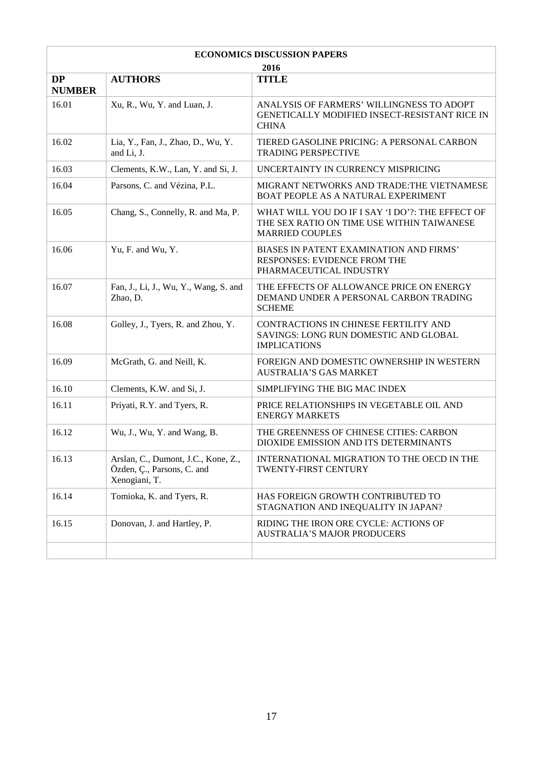| ECONOMICS DISCUSSION PAPERS 2016 | | |
|---|---|---|
| **DP NUMBER** | **AUTHORS** | **TITLE** |
| 16.01 | Xu, R., Wu, Y. and Luan, J. | ANALYSIS OF FARMERS' WILLINGNESS TO ADOPT GENETICALLY MODIFIED INSECT-RESISTANT RICE IN CHINA |
| 16.02 | Lia, Y., Fan, J., Zhao, D., Wu, Y. and Li, J. | TIERED GASOLINE PRICING: A PERSONAL CARBON TRADING PERSPECTIVE |
| 16.03 | Clements, K.W., Lan, Y. and Si, J. | UNCERTAINTY IN CURRENCY MISPRICING |
| 16.04 | Parsons, C. and Vézina, P.L. | MIGRANT NETWORKS AND TRADE:THE VIETNAMESE BOAT PEOPLE AS A NATURAL EXPERIMENT |
| 16.05 | Chang, S., Connelly, R. and Ma, P. | WHAT WILL YOU DO IF I SAY 'I DO'?: THE EFFECT OF THE SEX RATIO ON TIME USE WITHIN TAIWANESE MARRIED COUPLES |
| 16.06 | Yu, F. and Wu, Y. | BIASES IN PATENT EXAMINATION AND FIRMS' RESPONSES: EVIDENCE FROM THE PHARMACEUTICAL INDUSTRY |
| 16.07 | Fan, J., Li, J., Wu, Y., Wang, S. and Zhao, D. | THE EFFECTS OF ALLOWANCE PRICE ON ENERGY DEMAND UNDER A PERSONAL CARBON TRADING SCHEME |
| 16.08 | Golley, J., Tyers, R. and Zhou, Y. | CONTRACTIONS IN CHINESE FERTILITY AND SAVINGS: LONG RUN DOMESTIC AND GLOBAL IMPLICATIONS |
| 16.09 | McGrath, G. and Neill, K. | FOREIGN AND DOMESTIC OWNERSHIP IN WESTERN AUSTRALIA'S GAS MARKET |
| 16.10 | Clements, K.W. and Si, J. | SIMPLIFYING THE BIG MAC INDEX |
| 16.11 | Priyati, R.Y. and Tyers, R. | PRICE RELATIONSHIPS IN VEGETABLE OIL AND ENERGY MARKETS |
| 16.12 | Wu, J., Wu, Y. and Wang, B. | THE GREENNESS OF CHINESE CITIES: CARBON DIOXIDE EMISSION AND ITS DETERMINANTS |
| 16.13 | Arslan, C., Dumont, J.C., Kone, Z., Özden, Ç., Parsons, C. and Xenogiani, T. | INTERNATIONAL MIGRATION TO THE OECD IN THE TWENTY-FIRST CENTURY |
| 16.14 | Tomioka, K. and Tyers, R. | HAS FOREIGN GROWTH CONTRIBUTED TO STAGNATION AND INEQUALITY IN JAPAN? |
| 16.15 | Donovan, J. and Hartley, P. | RIDING THE IRON ORE CYCLE: ACTIONS OF AUSTRALIA'S MAJOR PRODUCERS |
| | | |